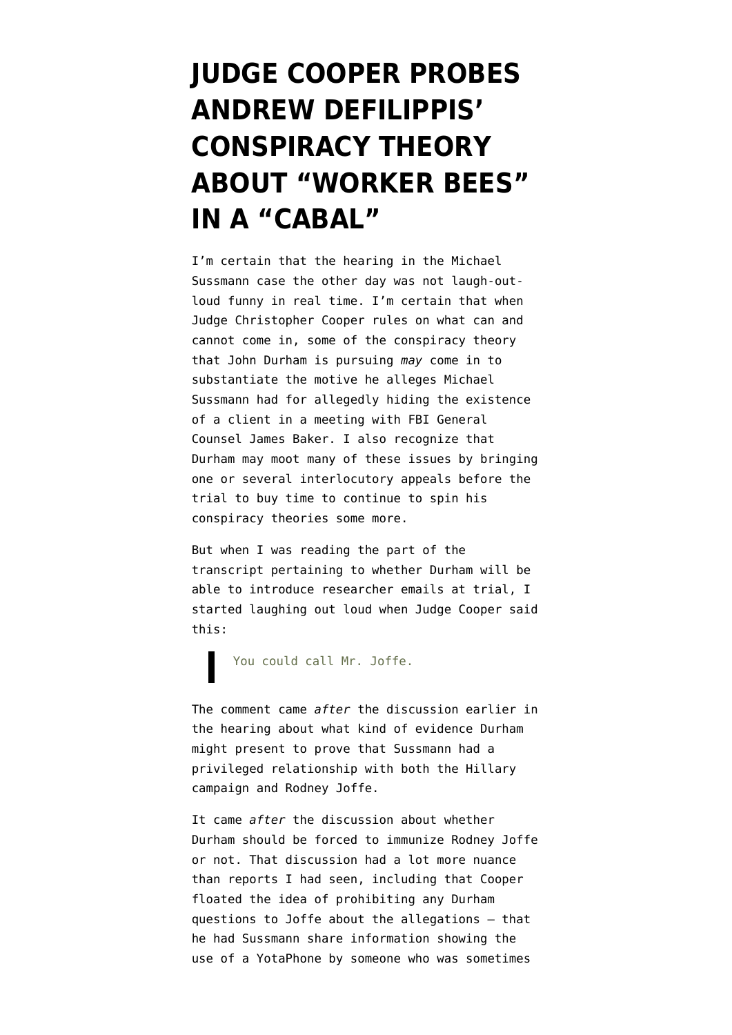# JUDGE COOPER PROBES ANDREW DEFILIPPIS' CONSPIRACY THEORY ABOUT "WORKER BEES" IN A "CABAL"

I'm certain that the hearing in the Michael Sussmann case the other day was not laugh-out-loud funny in real time. I'm certain that when Judge Christopher Cooper rules on what can and cannot come in, some of the conspiracy theory that John Durham is pursuing *may* come in to substantiate the motive he alleges Michael Sussmann had for allegedly hiding the existence of a client in a meeting with FBI General Counsel James Baker. I also recognize that Durham may moot many of these issues by bringing one or several interlocutory appeals before the trial to buy time to continue to spin his conspiracy theories some more.

But when I was reading the part of the transcript pertaining to whether Durham will be able to introduce researcher emails at trial, I started laughing out loud when Judge Cooper said this:

> You could call Mr. Joffe.

The comment came *after* the discussion earlier in the hearing about what kind of evidence Durham might present to prove that Sussmann had a privileged relationship with both the Hillary campaign and Rodney Joffe.

It came *after* the discussion about whether Durham should be forced to immunize Rodney Joffe or not. That discussion had a lot more nuance than reports I had seen, including that Cooper floated the idea of prohibiting any Durham questions to Joffe about the allegations — that he had Sussmann share information showing the use of a YotaPhone by someone who was sometimes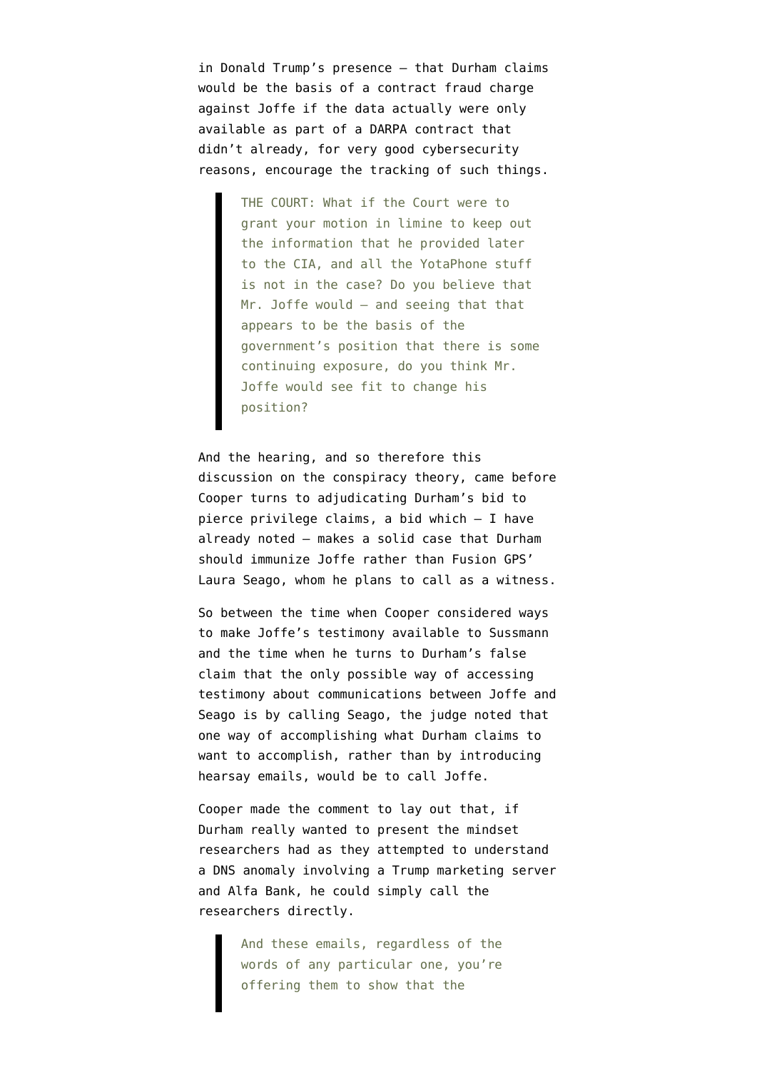in Donald Trump's presence — that Durham claims would be the basis of a contract fraud charge against Joffe if the data actually were only available as part of a DARPA contract that didn't already, for very good cybersecurity reasons, encourage the tracking of such things.

> THE COURT: What if the Court were to grant your motion in limine to keep out the information that he provided later to the CIA, and all the YotaPhone stuff is not in the case? Do you believe that Mr. Joffe would — and seeing that that appears to be the basis of the government's position that there is some continuing exposure, do you think Mr. Joffe would see fit to change his position?

And the hearing, and so therefore this discussion on the conspiracy theory, came before Cooper turns to adjudicating Durham's bid to pierce privilege claims, a bid which — I have already noted — makes a solid case that Durham should immunize Joffe rather than Fusion GPS' Laura Seago, whom he plans to call as a witness.

So between the time when Cooper considered ways to make Joffe's testimony available to Sussmann and the time when he turns to Durham's false claim that the only possible way of accessing testimony about communications between Joffe and Seago is by calling Seago, the judge noted that one way of accomplishing what Durham claims to want to accomplish, rather than by introducing hearsay emails, would be to call Joffe.

Cooper made the comment to lay out that, if Durham really wanted to present the mindset researchers had as they attempted to understand a DNS anomaly involving a Trump marketing server and Alfa Bank, he could simply call the researchers directly.

> And these emails, regardless of the words of any particular one, you're offering them to show that the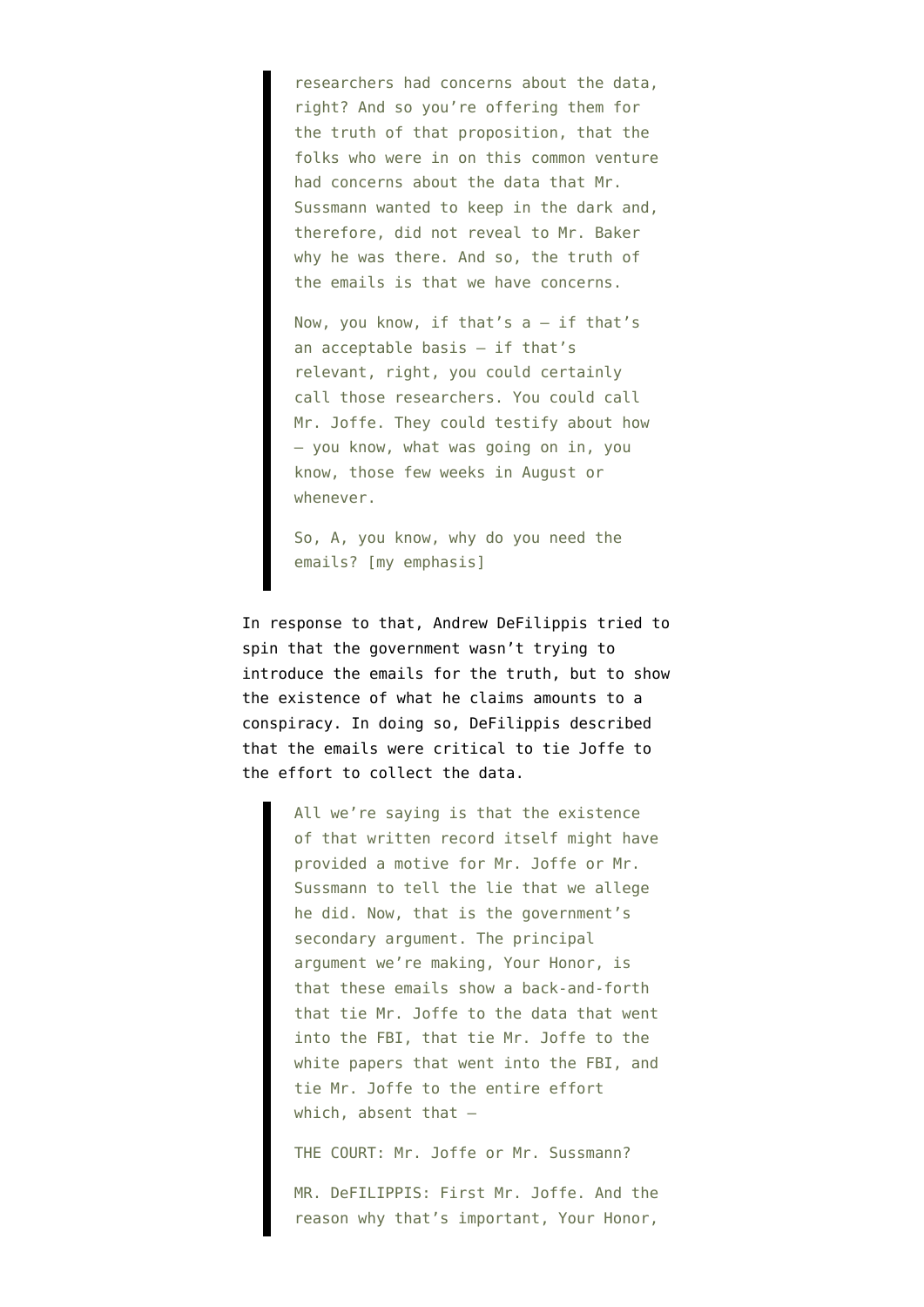> researchers had concerns about the data, right? And so you're offering them for the truth of that proposition, that the folks who were in on this common venture had concerns about the data that Mr. Sussmann wanted to keep in the dark and, therefore, did not reveal to Mr. Baker why he was there. And so, the truth of the emails is that we have concerns.
>
> Now, you know, if that's a — if that's an acceptable basis — if that's relevant, right, you could certainly call those researchers. You could call Mr. Joffe. They could testify about how — you know, what was going on in, you know, those few weeks in August or whenever.
>
> So, A, you know, why do you need the emails? [my emphasis]

In response to that, Andrew DeFilippis tried to spin that the government wasn't trying to introduce the emails for the truth, but to show the existence of what he claims amounts to a conspiracy. In doing so, DeFilippis described that the emails were critical to tie Joffe to the effort to collect the data.

> All we're saying is that the existence of that written record itself might have provided a motive for Mr. Joffe or Mr. Sussmann to tell the lie that we allege he did. Now, that is the government's secondary argument. The principal argument we're making, Your Honor, is that these emails show a back-and-forth that tie Mr. Joffe to the data that went into the FBI, that tie Mr. Joffe to the white papers that went into the FBI, and tie Mr. Joffe to the entire effort which, absent that —
>
> THE COURT: Mr. Joffe or Mr. Sussmann?
>
> MR. DeFILIPPIS: First Mr. Joffe. And the reason why that's important, Your Honor,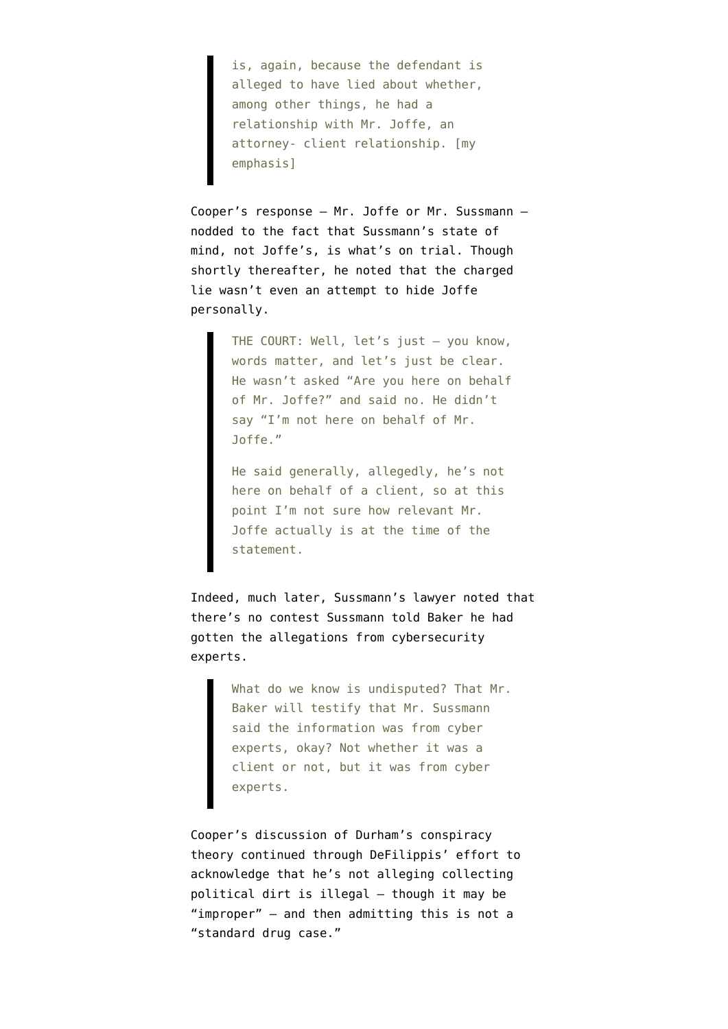> is, again, because the defendant is alleged to have lied about whether, among other things, he had a relationship with Mr. Joffe, an attorney- client relationship. [my emphasis]

Cooper's response — Mr. Joffe or Mr. Sussmann — nodded to the fact that Sussmann's state of mind, not Joffe's, is what's on trial. Though shortly thereafter, he noted that the charged lie wasn't even an attempt to hide Joffe personally.

> THE COURT: Well, let's just — you know, words matter, and let's just be clear. He wasn't asked "Are you here on behalf of Mr. Joffe?" and said no. He didn't say "I'm not here on behalf of Mr. Joffe."
>
> He said generally, allegedly, he's not here on behalf of a client, so at this point I'm not sure how relevant Mr. Joffe actually is at the time of the statement.

Indeed, much later, Sussmann's lawyer noted that there's no contest Sussmann told Baker he had gotten the allegations from cybersecurity experts.

> What do we know is undisputed? That Mr. Baker will testify that Mr. Sussmann said the information was from cyber experts, okay? Not whether it was a client or not, but it was from cyber experts.

Cooper's discussion of Durham's conspiracy theory continued through DeFilippis' effort to acknowledge that he's not alleging collecting political dirt is illegal — though it may be "improper" — and then admitting this is not a "standard drug case."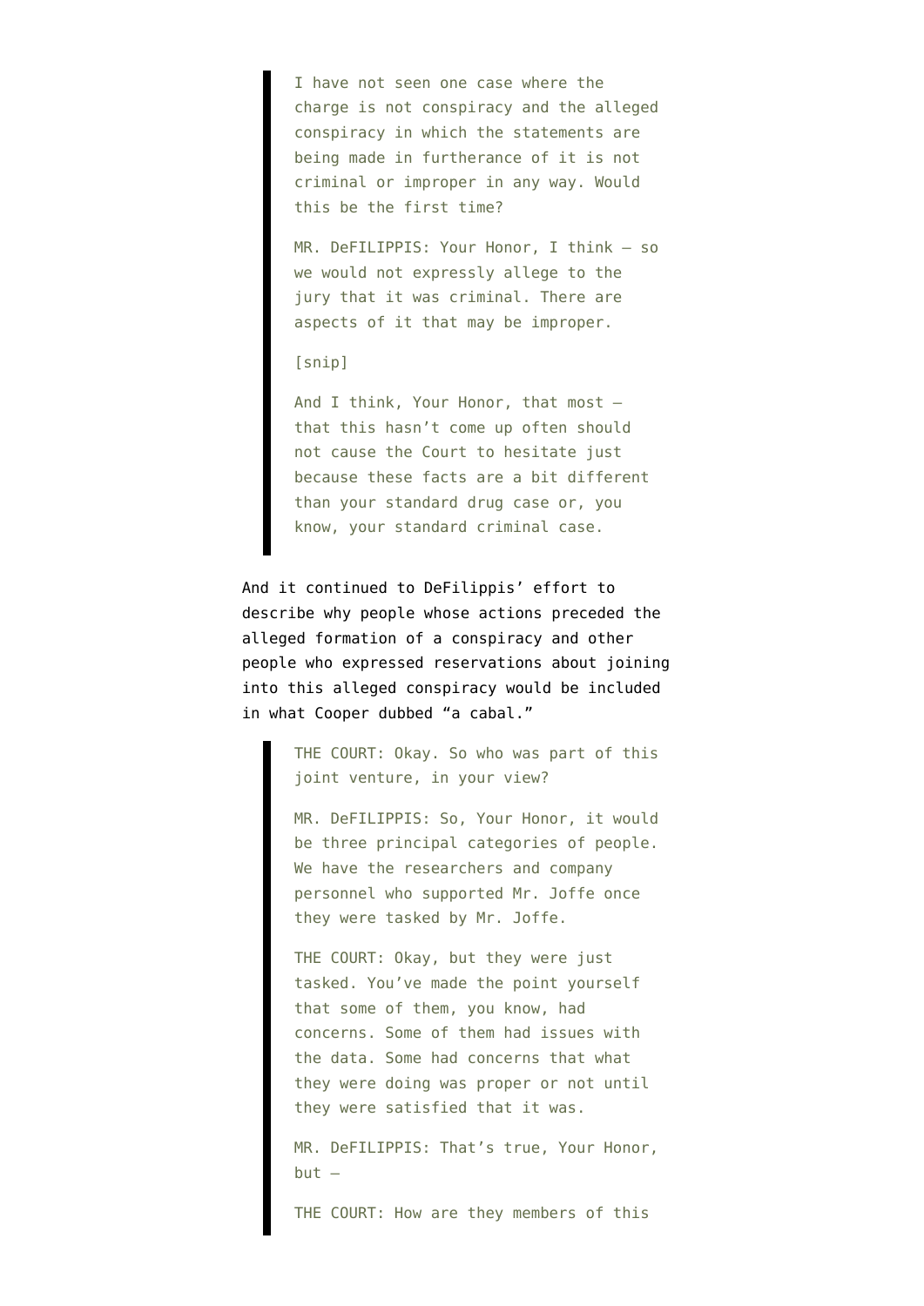> I have not seen one case where the charge is not conspiracy and the alleged conspiracy in which the statements are being made in furtherance of it is not criminal or improper in any way. Would this be the first time?
>
> MR. DeFILIPPIS: Your Honor, I think — so we would not expressly allege to the jury that it was criminal. There are aspects of it that may be improper.
>
> [snip]
>
> And I think, Your Honor, that most — that this hasn't come up often should not cause the Court to hesitate just because these facts are a bit different than your standard drug case or, you know, your standard criminal case.

And it continued to DeFilippis' effort to describe why people whose actions preceded the alleged formation of a conspiracy and other people who expressed reservations about joining into this alleged conspiracy would be included in what Cooper dubbed "a cabal."

> THE COURT: Okay. So who was part of this joint venture, in your view?
>
> MR. DeFILIPPIS: So, Your Honor, it would be three principal categories of people. We have the researchers and company personnel who supported Mr. Joffe once they were tasked by Mr. Joffe.
>
> THE COURT: Okay, but they were just tasked. You've made the point yourself that some of them, you know, had concerns. Some of them had issues with the data. Some had concerns that what they were doing was proper or not until they were satisfied that it was.
>
> MR. DeFILIPPIS: That's true, Your Honor, but —
>
> THE COURT: How are they members of this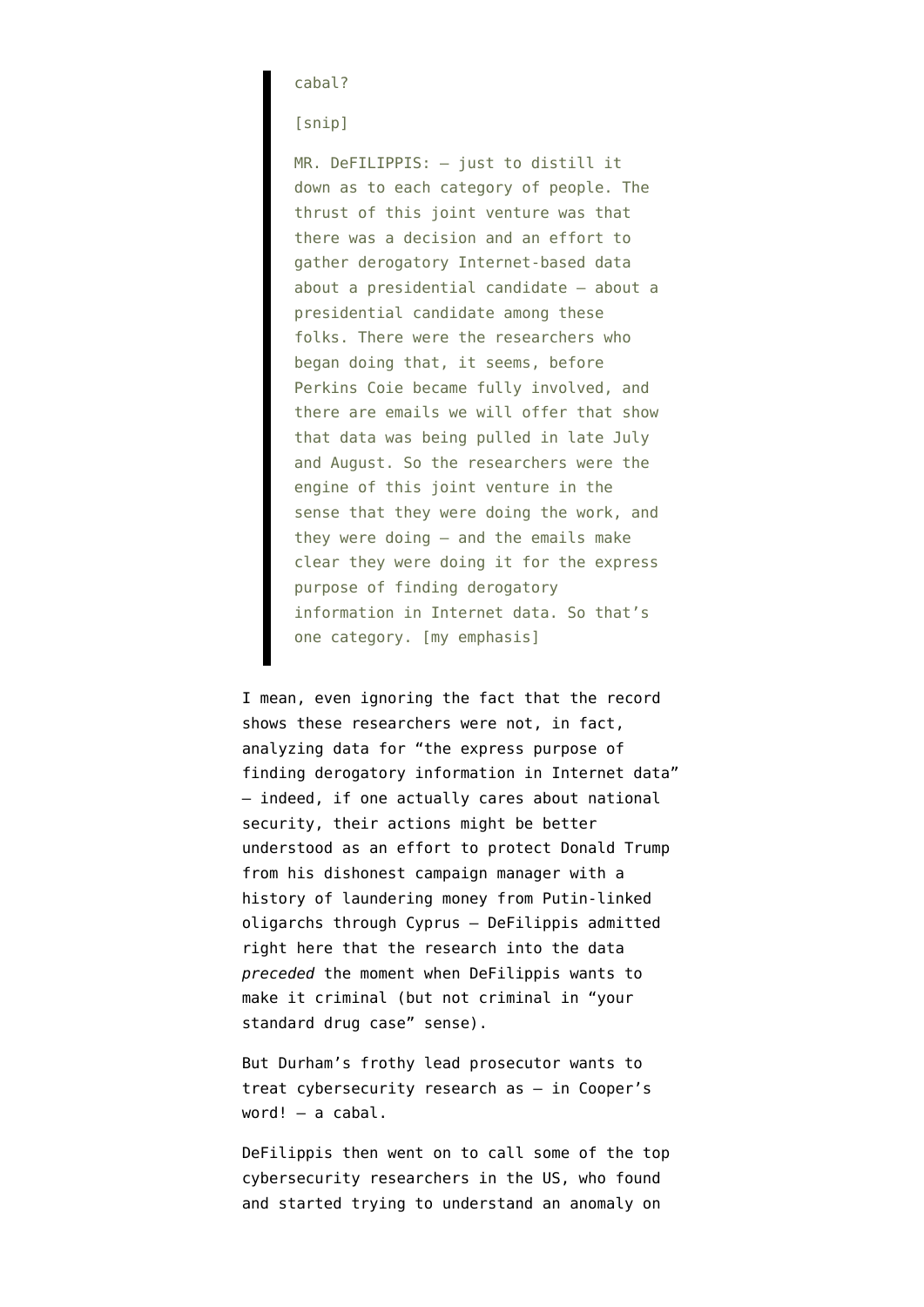> cabal?
>
> [snip]
>
> MR. DeFILIPPIS: — just to distill it down as to each category of people. The thrust of this joint venture was that there was a decision and an effort to gather derogatory Internet-based data about a presidential candidate — about a presidential candidate among these folks. There were the researchers who began doing that, it seems, before Perkins Coie became fully involved, and there are emails we will offer that show that data was being pulled in late July and August. So the researchers were the engine of this joint venture in the sense that they were doing the work, and they were doing — and the emails make clear they were doing it for the express purpose of finding derogatory information in Internet data. So that's one category. [my emphasis]

I mean, even ignoring the fact that the record shows these researchers were not, in fact, analyzing data for "the express purpose of finding derogatory information in Internet data" — indeed, if one actually cares about national security, their actions might be better understood as an effort to protect Donald Trump from his dishonest campaign manager with a history of laundering money from Putin-linked oligarchs through Cyprus — DeFilippis admitted right here that the research into the data *preceded* the moment when DeFilippis wants to make it criminal (but not criminal in "your standard drug case" sense).

But Durham's frothy lead prosecutor wants to treat cybersecurity research as — in Cooper's word! — a cabal.

DeFilippis then went on to call some of the top cybersecurity researchers in the US, who found and started trying to understand an anomaly on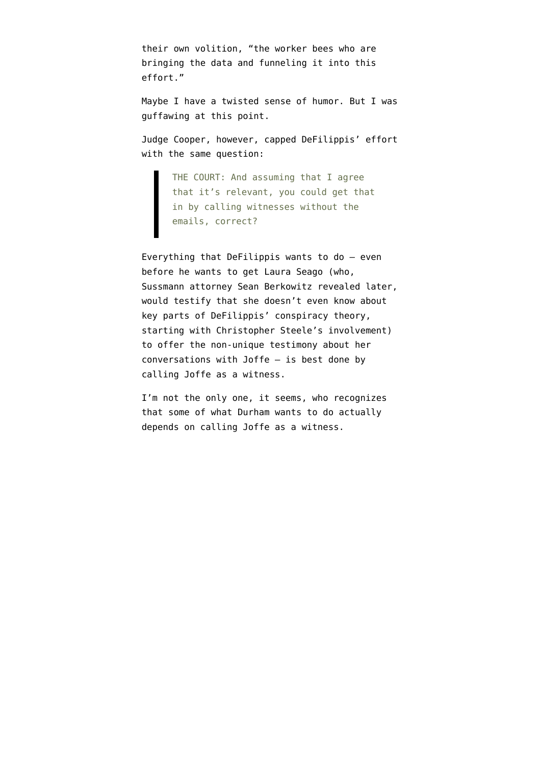their own volition, "the worker bees who are bringing the data and funneling it into this effort."

Maybe I have a twisted sense of humor. But I was guffawing at this point.

Judge Cooper, however, capped DeFilippis' effort with the same question:

> THE COURT: And assuming that I agree that it's relevant, you could get that in by calling witnesses without the emails, correct?

Everything that DeFilippis wants to do — even before he wants to get Laura Seago (who, Sussmann attorney Sean Berkowitz revealed later, would testify that she doesn't even know about key parts of DeFilippis' conspiracy theory, starting with Christopher Steele's involvement) to offer the non-unique testimony about her conversations with Joffe — is best done by calling Joffe as a witness.

I'm not the only one, it seems, who recognizes that some of what Durham wants to do actually depends on calling Joffe as a witness.